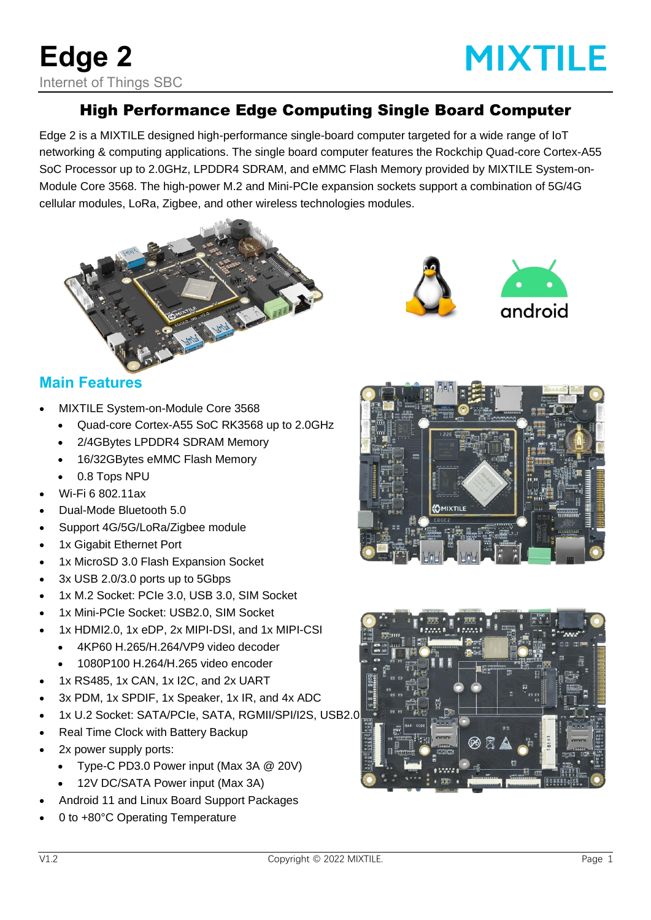# Edge 2

Internet of Things SBC

MIXTILE

## High Performance Edge Computing Single Board Computer

Edge 2 is a MIXTILE designed high-performance single-board computer targeted for a wide range of IoT networking & computing applications. The single board computer features the Rockchip Quad-core Cortex-A55 SoC Processor up to 2.0GHz, LPDDR4 SDRAM, and eMMC Flash Memory provided by MIXTILE System-on-Module Core 3568. The high-power M.2 and Mini-PCIe expansion sockets support a combination of 5G/4G cellular modules, LoRa, Zigbee, and other wireless technologies modules.

### Main Features

- MIXTILE System-on-Module Core 3568
  - Quad-core Cortex-A55 SoC RK3568 up to 2.0GHz
  - 2/4GBytes LPDDR4 SDRAM Memory
  - 16/32GBytes eMMC Flash Memory
  - 0.8 Tops NPU
- Wi-Fi 6 802.11ax
- Dual-Mode Bluetooth 5.0
- Support 4G/5G/LoRa/Zigbee module
- 1x Gigabit Ethernet Port
- 1x MicroSD 3.0 Flash Expansion Socket
- 3x USB 2.0/3.0 ports up to 5Gbps
- 1x M.2 Socket: PCIe 3.0, USB 3.0, SIM Socket
- 1x Mini-PCIe Socket: USB2.0, SIM Socket
- 1x HDMI2.0, 1x eDP, 2x MIPI-DSI, and 1x MIPI-CSI
  - 4KP60 H.265/H.264/VP9 video decoder
  - 1080P100 H.264/H.265 video encoder
- 1x RS485, 1x CAN, 1x I2C, and 2x UART
- 3x PDM, 1x SPDIF, 1x Speaker, 1x IR, and 4x ADC
- 1x U.2 Socket: SATA/PCIe, SATA, RGMII/SPI/I2S, USB2.0
- Real Time Clock with Battery Backup
- 2x power supply ports:
  - Type-C PD3.0 Power input (Max 3A @ 20V)
  - 12V DC/SATA Power input (Max 3A)
- Android 11 and Linux Board Support Packages
- 0 to +80°C Operating Temperature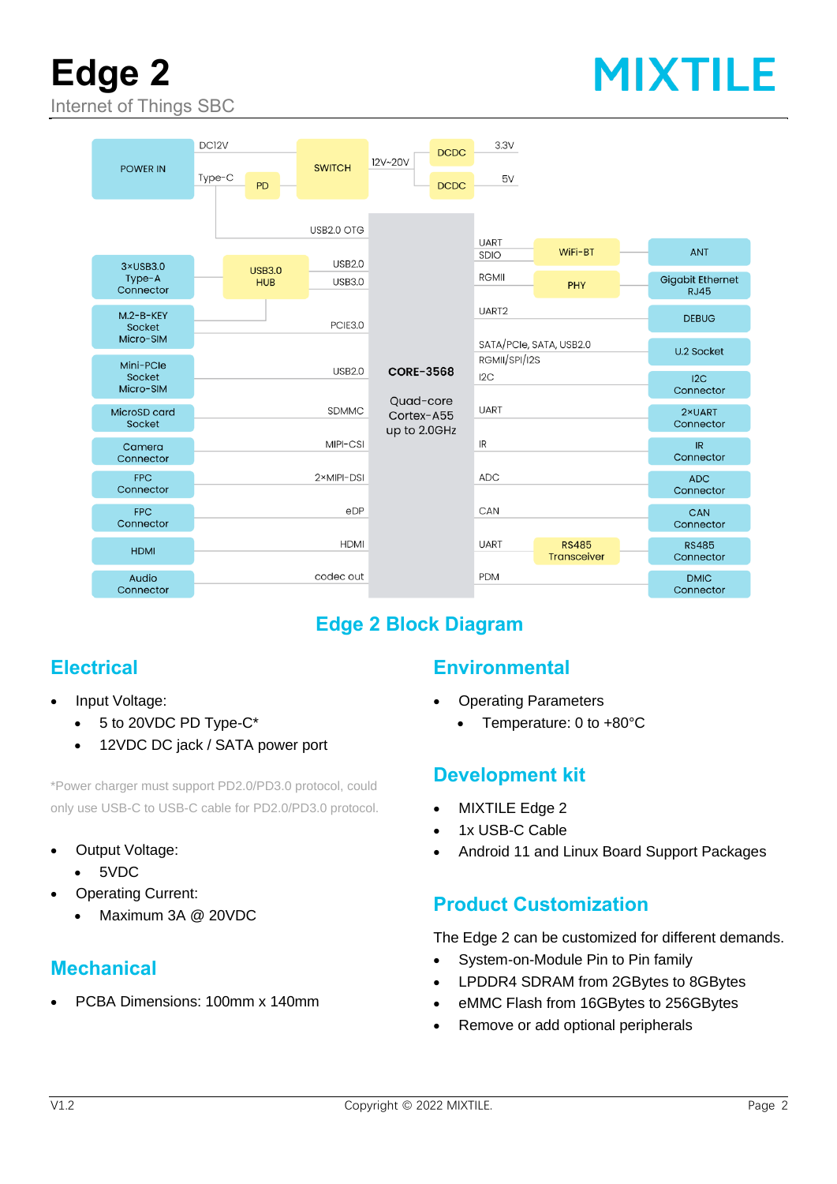# Edge 2

Internet of Things SBC

MIXTILE

POWER IN
DC12V
Type-C
PD
SWITCH
12V~20V
DCDC
3.3V
DCDC
5V
USB2.0 OTG
3×USB3.0 Type-A Connector
USB3.0 HUB
USB2.0
USB3.0
M.2-B-KEY Socket Micro-SIM
PCIE3.0
Mini-PCIe Socket Micro-SIM
USB2.0
MicroSD card Socket
SDMMC
Camera Connector
MIPI-CSI
FPC Connector
2×MIPI-DSI
FPC Connector
eDP
HDMI
HDMI
Audio Connector
codec out
CORE-3568
Quad-core Cortex-A55 up to 2.0GHz
UART SDIO
WiFi-BT
ANT
RGMII
PHY
Gigabit Ethernet RJ45
UART2
DEBUG
SATA/PCIe, SATA, USB2.0
U.2 Socket
RGMII/SPI/I2S
I2C
I2C Connector
UART
2×UART Connector
IR
IR Connector
ADC
ADC Connector
CAN
CAN Connector
UART
RS485 Transceiver
RS485 Connector
PDM
DMIC Connector

## Edge 2 Block Diagram

## Electrical

- Input Voltage:
  - 5 to 20VDC PD Type-C*
  - 12VDC DC jack / SATA power port

*Power charger must support PD2.0/PD3.0 protocol, could only use USB-C to USB-C cable for PD2.0/PD3.0 protocol.

- Output Voltage:
  - 5VDC
- Operating Current:
  - Maximum 3A @ 20VDC

## Mechanical

- PCBA Dimensions: 100mm x 140mm

## Environmental

- Operating Parameters
  - Temperature: 0 to +80°C

## Development kit

- MIXTILE Edge 2
- 1x USB-C Cable
- Android 11 and Linux Board Support Packages

## Product Customization

The Edge 2 can be customized for different demands.

- System-on-Module Pin to Pin family
- LPDDR4 SDRAM from 2GBytes to 8GBytes
- eMMC Flash from 16GBytes to 256GBytes
- Remove or add optional peripherals

V1.2 Copyright © 2022 MIXTILE.